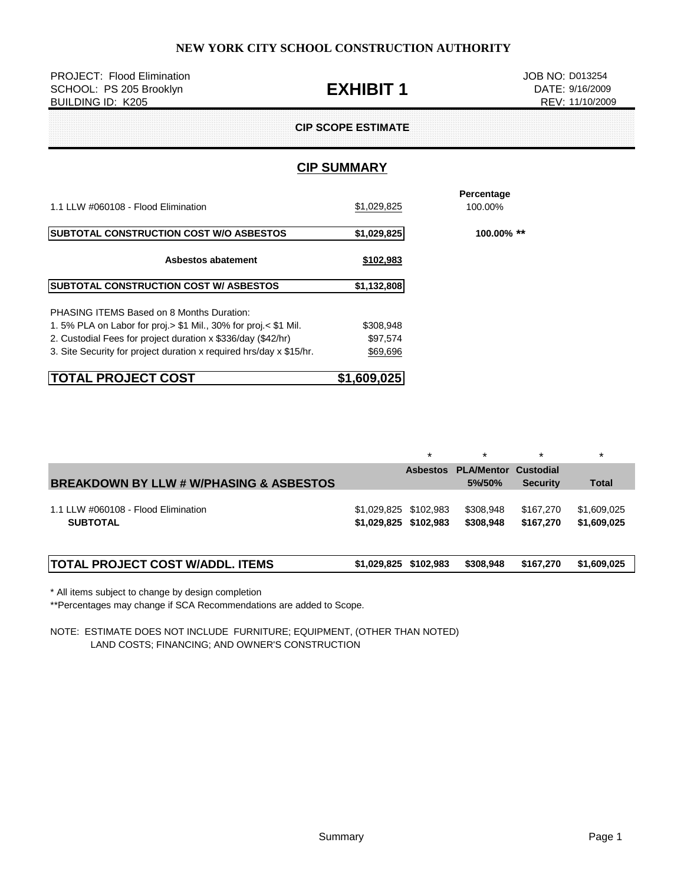**NEW YORK CITY SCHOOL CONSTRUCTION AUTHORITY**

PROJECT: Flood Elimination
SCHOOL: PS 205 Brooklyn
BUILDING ID: K205

# EXHIBIT 1

JOB NO: D013254
DATE: 9/16/2009
REV: 11/10/2009

**CIP SCOPE ESTIMATE**

## CIP SUMMARY

| | | Percentage |
|---|---|---|
| 1.1 LLW #060108 - Flood Elimination | $1,029,825 | 100.00% |
| **SUBTOTAL CONSTRUCTION COST W/O ASBESTOS** | **$1,029,825** | **100.00% \*\*** |
| **Asbestos abatement** | **$102,983** | |
| **SUBTOTAL CONSTRUCTION COST W/ ASBESTOS** | **$1,132,808** | |
| PHASING ITEMS Based on 8 Months Duration: | | |
| 1. 5% PLA on Labor for proj.> $1 Mil., 30% for proj.< $1 Mil. | $308,948 | |
| 2. Custodial Fees for project duration x $336/day ($42/hr) | $97,574 | |
| 3. Site Security for project duration x required hrs/day x $15/hr. | $69,696 | |
| **TOTAL PROJECT COST** | **$1,609,025** | |

| **BREAKDOWN BY LLW # W/PHASING & ASBESTOS** | | **Asbestos** * | **PLA/Mentor 5%/50%** * | **Custodial Security** * | **Total** * |
|---|---|---|---|---|---|
| 1.1 LLW #060108 - Flood Elimination | $1,029,825 | $102,983 | $308,948 | $167,270 | $1,609,025 |
| **SUBTOTAL** | **$1,029,825** | **$102,983** | **$308,948** | **$167,270** | **$1,609,025** |
| **TOTAL PROJECT COST W/ADDL. ITEMS** | **$1,029,825** | **$102,983** | **$308,948** | **$167,270** | **$1,609,025** |

* All items subject to change by design completion

**Percentages may change if SCA Recommendations are added to Scope.

NOTE: ESTIMATE DOES NOT INCLUDE FURNITURE; EQUIPMENT, (OTHER THAN NOTED) LAND COSTS; FINANCING; AND OWNER'S CONSTRUCTION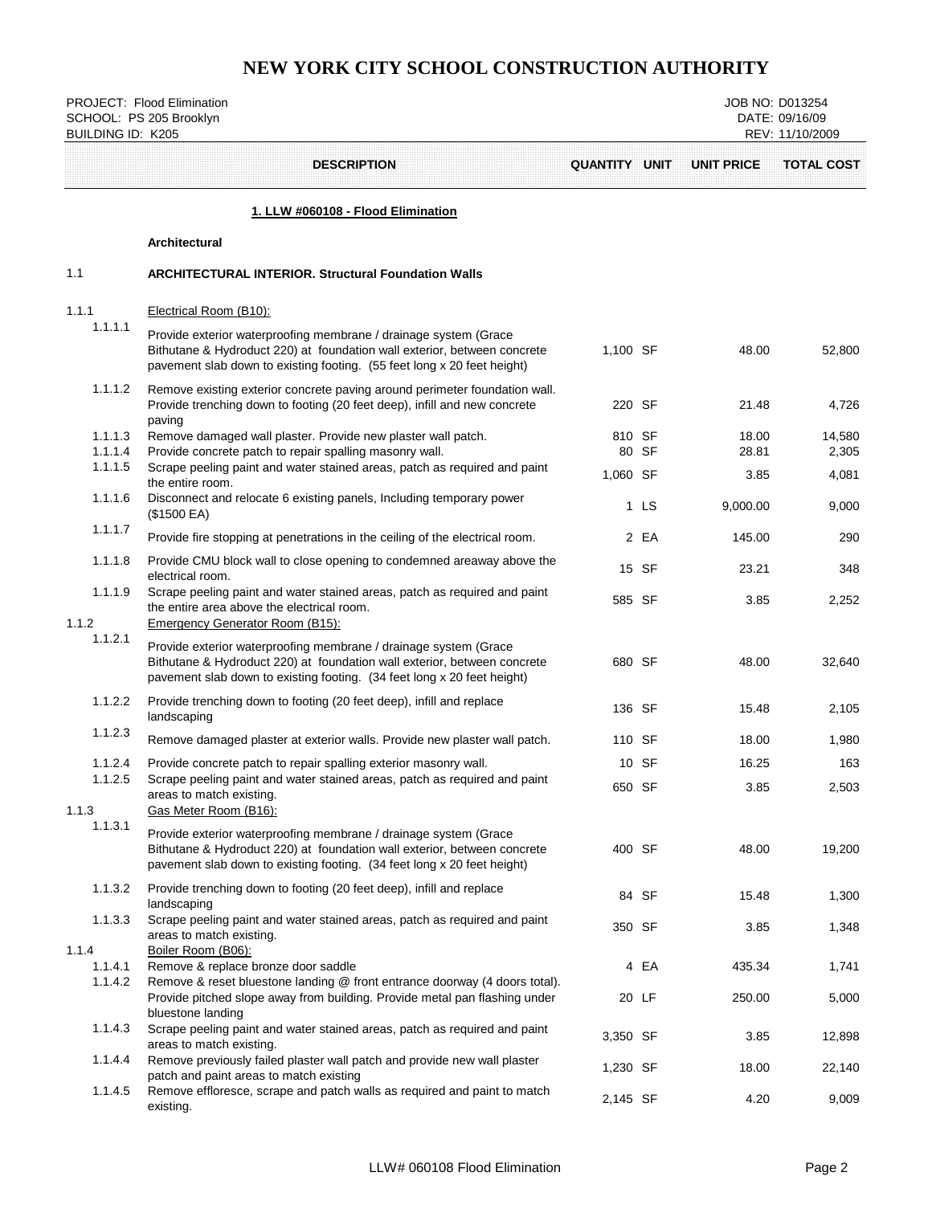# NEW YORK CITY SCHOOL CONSTRUCTION AUTHORITY

PROJECT: Flood Elimination
SCHOOL: PS 205 Brooklyn
BUILDING ID: K205

JOB NO: D013254
DATE: 09/16/09
REV: 11/10/2009

| | DESCRIPTION | QUANTITY | UNIT | UNIT PRICE | TOTAL COST |
|---|---|---|---|---|---|
| | **1. LLW #060108 - Flood Elimination** | | | | |
| | **Architectural** | | | | |
| 1.1 | **ARCHITECTURAL INTERIOR. Structural Foundation Walls** | | | | |
| 1.1.1 | Electrical Room (B10): | | | | |
| 1.1.1.1 | Provide exterior waterproofing membrane / drainage system (Grace Bithutane & Hydroduct 220) at foundation wall exterior, between concrete pavement slab down to existing footing. (55 feet long x 20 feet height) | 1,100 | SF | 48.00 | 52,800 |
| 1.1.1.2 | Remove existing exterior concrete paving around perimeter foundation wall. Provide trenching down to footing (20 feet deep), infill and new concrete paving | 220 | SF | 21.48 | 4,726 |
| 1.1.1.3 | Remove damaged wall plaster. Provide new plaster wall patch. | 810 | SF | 18.00 | 14,580 |
| 1.1.1.4 | Provide concrete patch to repair spalling masonry wall. | 80 | SF | 28.81 | 2,305 |
| 1.1.1.5 | Scrape peeling paint and water stained areas, patch as required and paint the entire room. | 1,060 | SF | 3.85 | 4,081 |
| 1.1.1.6 | Disconnect and relocate 6 existing panels, Including temporary power ($1500 EA) | 1 | LS | 9,000.00 | 9,000 |
| 1.1.1.7 | Provide fire stopping at penetrations in the ceiling of the electrical room. | 2 | EA | 145.00 | 290 |
| 1.1.1.8 | Provide CMU block wall to close opening to condemned areaway above the electrical room. | 15 | SF | 23.21 | 348 |
| 1.1.1.9 | Scrape peeling paint and water stained areas, patch as required and paint the entire area above the electrical room. | 585 | SF | 3.85 | 2,252 |
| 1.1.2 | Emergency Generator Room (B15): | | | | |
| 1.1.2.1 | Provide exterior waterproofing membrane / drainage system (Grace Bithutane & Hydroduct 220) at foundation wall exterior, between concrete pavement slab down to existing footing. (34 feet long x 20 feet height) | 680 | SF | 48.00 | 32,640 |
| 1.1.2.2 | Provide trenching down to footing (20 feet deep), infill and replace landscaping | 136 | SF | 15.48 | 2,105 |
| 1.1.2.3 | Remove damaged plaster at exterior walls. Provide new plaster wall patch. | 110 | SF | 18.00 | 1,980 |
| 1.1.2.4 | Provide concrete patch to repair spalling exterior masonry wall. | 10 | SF | 16.25 | 163 |
| 1.1.2.5 | Scrape peeling paint and water stained areas, patch as required and paint areas to match existing. | 650 | SF | 3.85 | 2,503 |
| 1.1.3 | Gas Meter Room (B16): | | | | |
| 1.1.3.1 | Provide exterior waterproofing membrane / drainage system (Grace Bithutane & Hydroduct 220) at foundation wall exterior, between concrete pavement slab down to existing footing. (34 feet long x 20 feet height) | 400 | SF | 48.00 | 19,200 |
| 1.1.3.2 | Provide trenching down to footing (20 feet deep), infill and replace landscaping | 84 | SF | 15.48 | 1,300 |
| 1.1.3.3 | Scrape peeling paint and water stained areas, patch as required and paint areas to match existing. | 350 | SF | 3.85 | 1,348 |
| 1.1.4 | Boiler Room (B06): | | | | |
| 1.1.4.1 | Remove & replace bronze door saddle | 4 | EA | 435.34 | 1,741 |
| 1.1.4.2 | Remove & reset bluestone landing @ front entrance doorway (4 doors total). Provide pitched slope away from building. Provide metal pan flashing under bluestone landing | 20 | LF | 250.00 | 5,000 |
| 1.1.4.3 | Scrape peeling paint and water stained areas, patch as required and paint areas to match existing. | 3,350 | SF | 3.85 | 12,898 |
| 1.1.4.4 | Remove previously failed plaster wall patch and provide new wall plaster patch and paint areas to match existing | 1,230 | SF | 18.00 | 22,140 |
| 1.1.4.5 | Remove effloresce, scrape and patch walls as required and paint to match existing. | 2,145 | SF | 4.20 | 9,009 |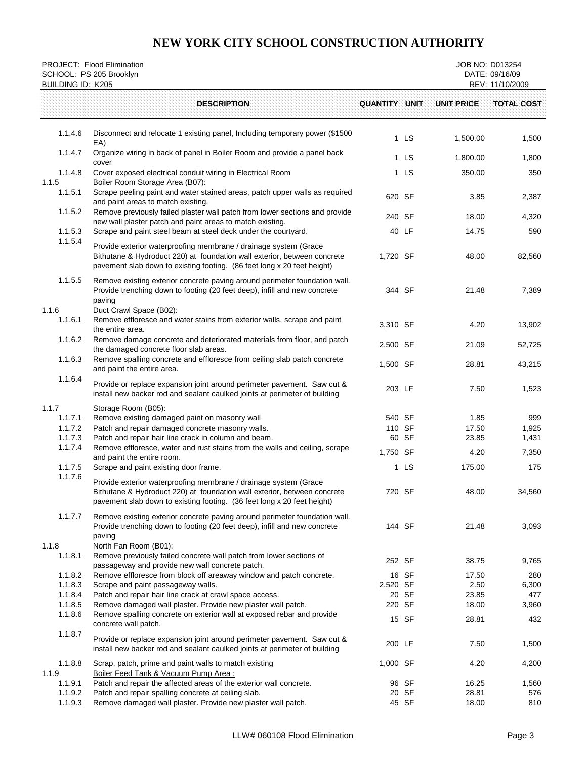# NEW YORK CITY SCHOOL CONSTRUCTION AUTHORITY

PROJECT: Flood Elimination
SCHOOL: PS 205 Brooklyn
BUILDING ID: K205

JOB NO: D013254
DATE: 09/16/09
REV: 11/10/2009

| | DESCRIPTION | QUANTITY | UNIT | UNIT PRICE | TOTAL COST |
|---|---|---|---|---|---|
| 1.1.4.6 | Disconnect and relocate 1 existing panel, Including temporary power ($1500 EA) | 1 | LS | 1,500.00 | 1,500 |
| 1.1.4.7 | Organize wiring in back of panel in Boiler Room and provide a panel back cover | 1 | LS | 1,800.00 | 1,800 |
| 1.1.4.8 | Cover exposed electrical conduit wiring in Electrical Room | 1 | LS | 350.00 | 350 |
| 1.1.5 | Boiler Room Storage Area (B07): | | | | |
| 1.1.5.1 | Scrape peeling paint and water stained areas, patch upper walls as required and paint areas to match existing. | 620 | SF | 3.85 | 2,387 |
| 1.1.5.2 | Remove previously failed plaster wall patch from lower sections and provide new wall plaster patch and paint areas to match existing. | 240 | SF | 18.00 | 4,320 |
| 1.1.5.3 | Scrape and paint steel beam at steel deck under the courtyard. | 40 | LF | 14.75 | 590 |
| 1.1.5.4 | Provide exterior waterproofing membrane / drainage system (Grace Bithutane & Hydroduct 220) at foundation wall exterior, between concrete pavement slab down to existing footing. (86 feet long x 20 feet height) | 1,720 | SF | 48.00 | 82,560 |
| 1.1.5.5 | Remove existing exterior concrete paving around perimeter foundation wall. Provide trenching down to footing (20 feet deep), infill and new concrete paving | 344 | SF | 21.48 | 7,389 |
| 1.1.6 | Duct Crawl Space (B02): | | | | |
| 1.1.6.1 | Remove efflioresce and water stains from exterior walls, scrape and paint the entire area. | 3,310 | SF | 4.20 | 13,902 |
| 1.1.6.2 | Remove damage concrete and deteriorated materials from floor, and patch the damaged concrete floor slab areas. | 2,500 | SF | 21.09 | 52,725 |
| 1.1.6.3 | Remove spalling concrete and efflioresce from ceiling slab patch concrete and paint the entire area. | 1,500 | SF | 28.81 | 43,215 |
| 1.1.6.4 | Provide or replace expansion joint around perimeter pavement. Saw cut & install new backer rod and sealant caulked joints at perimeter of building | 203 | LF | 7.50 | 1,523 |
| 1.1.7 | Storage Room (B05): | | | | |
| 1.1.7.1 | Remove existing damaged paint on masonry wall | 540 | SF | 1.85 | 999 |
| 1.1.7.2 | Patch and repair damaged concrete masonry walls. | 110 | SF | 17.50 | 1,925 |
| 1.1.7.3 | Patch and repair hair line crack in column and beam. | 60 | SF | 23.85 | 1,431 |
| 1.1.7.4 | Remove efflioresce, water and rust stains from the walls and ceiling, scrape and paint the entire room. | 1,750 | SF | 4.20 | 7,350 |
| 1.1.7.5 | Scrape and paint existing door frame. | 1 | LS | 175.00 | 175 |
| 1.1.7.6 | Provide exterior waterproofing membrane / drainage system (Grace Bithutane & Hydroduct 220) at foundation wall exterior, between concrete pavement slab down to existing footing. (36 feet long x 20 feet height) | 720 | SF | 48.00 | 34,560 |
| 1.1.7.7 | Remove existing exterior concrete paving around perimeter foundation wall. Provide trenching down to footing (20 feet deep), infill and new concrete paving | 144 | SF | 21.48 | 3,093 |
| 1.1.8 | North Fan Room (B01): | | | | |
| 1.1.8.1 | Remove previously failed concrete wall patch from lower sections of passageway and provide new wall concrete patch. | 252 | SF | 38.75 | 9,765 |
| 1.1.8.2 | Remove efflioresce from block off areaway window and patch concrete. | 16 | SF | 17.50 | 280 |
| 1.1.8.3 | Scrape and paint passageway walls. | 2,520 | SF | 2.50 | 6,300 |
| 1.1.8.4 | Patch and repair hair line crack at crawl space access. | 20 | SF | 23.85 | 477 |
| 1.1.8.5 | Remove damaged wall plaster. Provide new plaster wall patch. | 220 | SF | 18.00 | 3,960 |
| 1.1.8.6 | Remove spalling concrete on exterior wall at exposed rebar and provide concrete wall patch. | 15 | SF | 28.81 | 432 |
| 1.1.8.7 | Provide or replace expansion joint around perimeter pavement. Saw cut & install new backer rod and sealant caulked joints at perimeter of building | 200 | LF | 7.50 | 1,500 |
| 1.1.8.8 | Scrap, patch, prime and paint walls to match existing | 1,000 | SF | 4.20 | 4,200 |
| 1.1.9 | Boiler Feed Tank & Vacuum Pump Area : | | | | |
| 1.1.9.1 | Patch and repair the affected areas of the exterior wall concrete. | 96 | SF | 16.25 | 1,560 |
| 1.1.9.2 | Patch and repair spalling concrete at ceiling slab. | 20 | SF | 28.81 | 576 |
| 1.1.9.3 | Remove damaged wall plaster. Provide new plaster wall patch. | 45 | SF | 18.00 | 810 |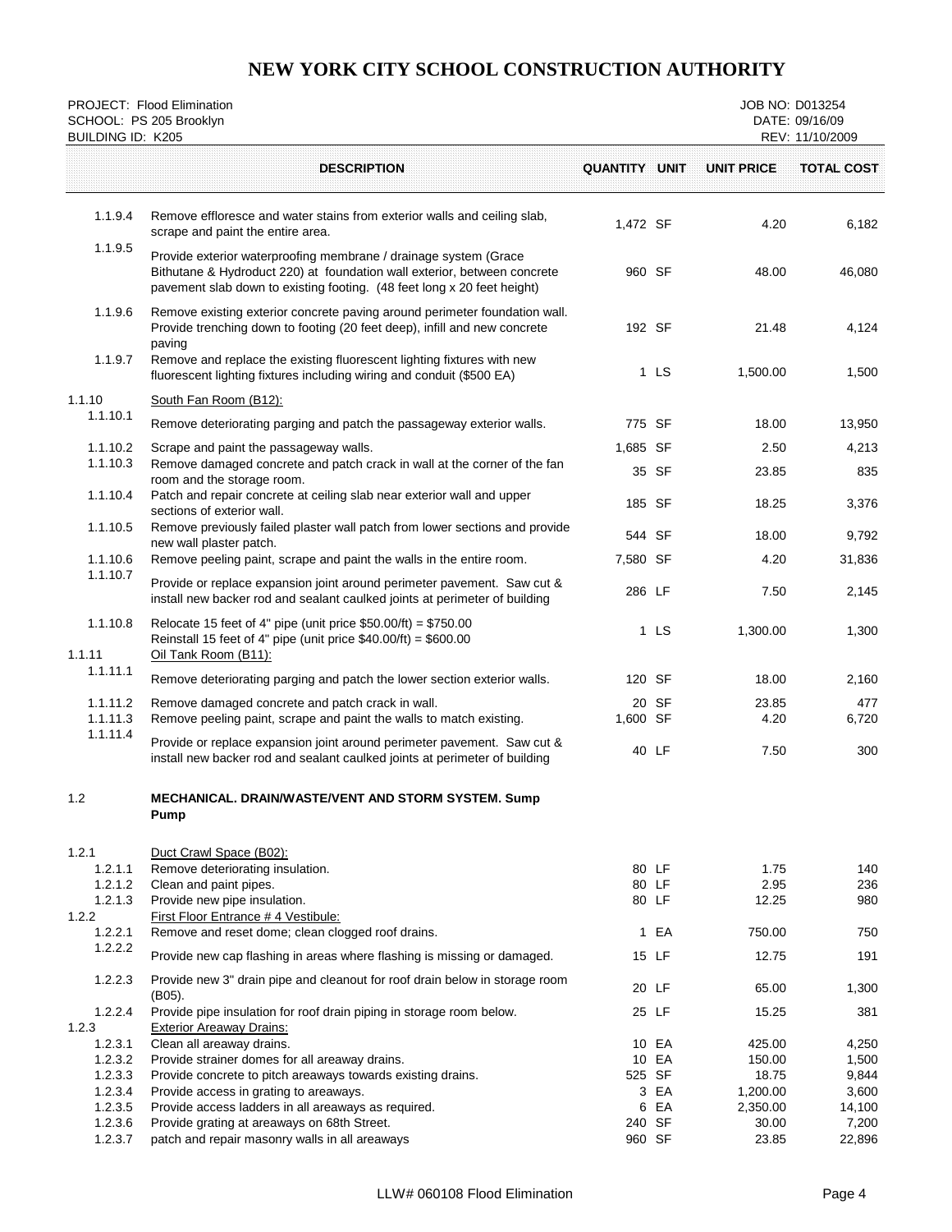# NEW YORK CITY SCHOOL CONSTRUCTION AUTHORITY

PROJECT: Flood Elimination
SCHOOL: PS 205 Brooklyn
BUILDING ID: K205

JOB NO: D013254
DATE: 09/16/09
REV: 11/10/2009

| | DESCRIPTION | QUANTITY | UNIT | UNIT PRICE | TOTAL COST |
|---|---|---|---|---|---|
| 1.1.9.4 | Remove efflouresce and water stains from exterior walls and ceiling slab, scrape and paint the entire area. | 1,472 | SF | 4.20 | 6,182 |
| 1.1.9.5 | Provide exterior waterproofing membrane / drainage system (Grace Bithutane & Hydroduct 220) at foundation wall exterior, between concrete pavement slab down to existing footing. (48 feet long x 20 feet height) | 960 | SF | 48.00 | 46,080 |
| 1.1.9.6 | Remove existing exterior concrete paving around perimeter foundation wall. Provide trenching down to footing (20 feet deep), infill and new concrete paving | 192 | SF | 21.48 | 4,124 |
| 1.1.9.7 | Remove and replace the existing fluorescent lighting fixtures with new fluorescent lighting fixtures including wiring and conduit ($500 EA) | 1 | LS | 1,500.00 | 1,500 |
| 1.1.10 | South Fan Room (B12): | | | | |
| 1.1.10.1 | Remove deteriorating parging and patch the passageway exterior walls. | 775 | SF | 18.00 | 13,950 |
| 1.1.10.2 | Scrape and paint the passageway walls. | 1,685 | SF | 2.50 | 4,213 |
| 1.1.10.3 | Remove damaged concrete and patch crack in wall at the corner of the fan room and the storage room. | 35 | SF | 23.85 | 835 |
| 1.1.10.4 | Patch and repair concrete at ceiling slab near exterior wall and upper sections of exterior wall. | 185 | SF | 18.25 | 3,376 |
| 1.1.10.5 | Remove previously failed plaster wall patch from lower sections and provide new wall plaster patch. | 544 | SF | 18.00 | 9,792 |
| 1.1.10.6 | Remove peeling paint, scrape and paint the walls in the entire room. | 7,580 | SF | 4.20 | 31,836 |
| 1.1.10.7 | Provide or replace expansion joint around perimeter pavement. Saw cut & install new backer rod and sealant caulked joints at perimeter of building | 286 | LF | 7.50 | 2,145 |
| 1.1.10.8 | Relocate 15 feet of 4" pipe (unit price $50.00/ft) = $750.00<br>Reinstall 15 feet of 4" pipe (unit price $40.00/ft) = $600.00 | 1 | LS | 1,300.00 | 1,300 |
| 1.1.11 | Oil Tank Room (B11): | | | | |
| 1.1.11.1 | Remove deteriorating parging and patch the lower section exterior walls. | 120 | SF | 18.00 | 2,160 |
| 1.1.11.2 | Remove damaged concrete and patch crack in wall. | 20 | SF | 23.85 | 477 |
| 1.1.11.3 | Remove peeling paint, scrape and paint the walls to match existing. | 1,600 | SF | 4.20 | 6,720 |
| 1.1.11.4 | Provide or replace expansion joint around perimeter pavement. Saw cut & install new backer rod and sealant caulked joints at perimeter of building | 40 | LF | 7.50 | 300 |
| 1.2 | **MECHANICAL. DRAIN/WASTE/VENT AND STORM SYSTEM. Sump Pump** | | | | |
| 1.2.1 | Duct Crawl Space (B02): | | | | |
| 1.2.1.1 | Remove deteriorating insulation. | 80 | LF | 1.75 | 140 |
| 1.2.1.2 | Clean and paint pipes. | 80 | LF | 2.95 | 236 |
| 1.2.1.3 | Provide new pipe insulation. | 80 | LF | 12.25 | 980 |
| 1.2.2 | First Floor Entrance # 4 Vestibule: | | | | |
| 1.2.2.1 | Remove and reset dome; clean clogged roof drains. | 1 | EA | 750.00 | 750 |
| 1.2.2.2 | Provide new cap flashing in areas where flashing is missing or damaged. | 15 | LF | 12.75 | 191 |
| 1.2.2.3 | Provide new 3" drain pipe and cleanout for roof drain below in storage room (B05). | 20 | LF | 65.00 | 1,300 |
| 1.2.2.4 | Provide pipe insulation for roof drain piping in storage room below. | 25 | LF | 15.25 | 381 |
| 1.2.3 | Exterior Areaway Drains: | | | | |
| 1.2.3.1 | Clean all areaway drains. | 10 | EA | 425.00 | 4,250 |
| 1.2.3.2 | Provide strainer domes for all areaway drains. | 10 | EA | 150.00 | 1,500 |
| 1.2.3.3 | Provide concrete to pitch areaways towards existing drains. | 525 | SF | 18.75 | 9,844 |
| 1.2.3.4 | Provide access in grating to areaways. | 3 | EA | 1,200.00 | 3,600 |
| 1.2.3.5 | Provide access ladders in all areaways as required. | 6 | EA | 2,350.00 | 14,100 |
| 1.2.3.6 | Provide grating at areaways on 68th Street. | 240 | SF | 30.00 | 7,200 |
| 1.2.3.7 | patch and repair masonry walls in all areaways | 960 | SF | 23.85 | 22,896 |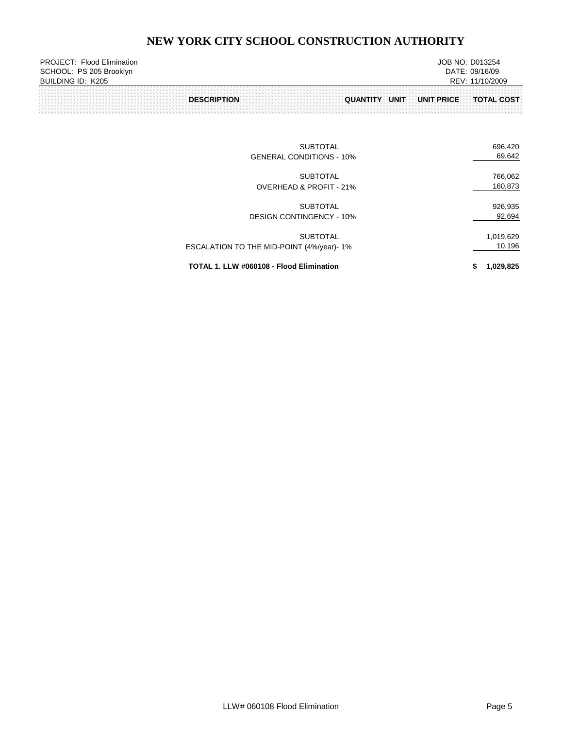# NEW YORK CITY SCHOOL CONSTRUCTION AUTHORITY

PROJECT: Flood Elimination
SCHOOL: PS 205 Brooklyn
BUILDING ID: K205

JOB NO: D013254
DATE: 09/16/09
REV: 11/10/2009

| DESCRIPTION | QUANTITY | UNIT | UNIT PRICE | TOTAL COST |
|---|---|---|---|---|
| SUBTOTAL | | | | 696,420 |
| GENERAL CONDITIONS - 10% | | | | 69,642 |
| SUBTOTAL | | | | 766,062 |
| OVERHEAD & PROFIT - 21% | | | | 160,873 |
| SUBTOTAL | | | | 926,935 |
| DESIGN CONTINGENCY - 10% | | | | 92,694 |
| SUBTOTAL | | | | 1,019,629 |
| ESCALATION TO THE MID-POINT (4%/year)- 1% | | | | 10,196 |
| **TOTAL 1. LLW #060108 - Flood Elimination** | | | | **$ 1,029,825** |